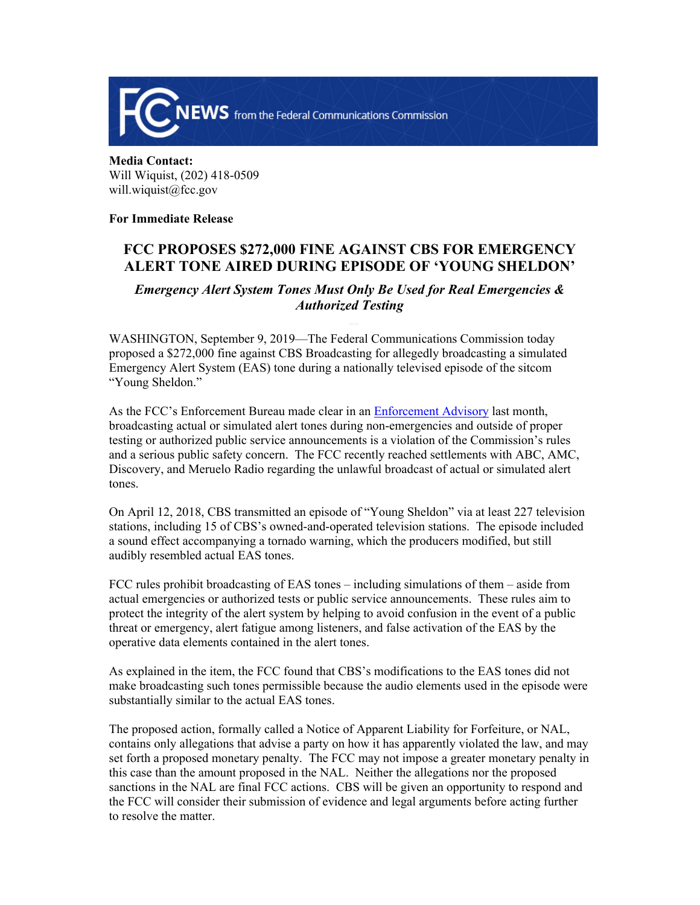**FCC NEWS** from the Federal Communications Commission

**Media Contact:**
Will Wiquist, (202) 418-0509
will.wiquist@fcc.gov

**For Immediate Release**

# FCC PROPOSES $272,000 FINE AGAINST CBS FOR EMERGENCY ALERT TONE AIRED DURING EPISODE OF 'YOUNG SHELDON'

***Emergency Alert System Tones Must Only Be Used for Real Emergencies & Authorized Testing***

WASHINGTON, September 9, 2019—The Federal Communications Commission today proposed a $272,000 fine against CBS Broadcasting for allegedly broadcasting a simulated Emergency Alert System (EAS) tone during a nationally televised episode of the sitcom "Young Sheldon."

As the FCC's Enforcement Bureau made clear in an Enforcement Advisory last month, broadcasting actual or simulated alert tones during non-emergencies and outside of proper testing or authorized public service announcements is a violation of the Commission's rules and a serious public safety concern. The FCC recently reached settlements with ABC, AMC, Discovery, and Meruelo Radio regarding the unlawful broadcast of actual or simulated alert tones.

On April 12, 2018, CBS transmitted an episode of "Young Sheldon" via at least 227 television stations, including 15 of CBS's owned-and-operated television stations. The episode included a sound effect accompanying a tornado warning, which the producers modified, but still audibly resembled actual EAS tones.

FCC rules prohibit broadcasting of EAS tones – including simulations of them – aside from actual emergencies or authorized tests or public service announcements. These rules aim to protect the integrity of the alert system by helping to avoid confusion in the event of a public threat or emergency, alert fatigue among listeners, and false activation of the EAS by the operative data elements contained in the alert tones.

As explained in the item, the FCC found that CBS's modifications to the EAS tones did not make broadcasting such tones permissible because the audio elements used in the episode were substantially similar to the actual EAS tones.

The proposed action, formally called a Notice of Apparent Liability for Forfeiture, or NAL, contains only allegations that advise a party on how it has apparently violated the law, and may set forth a proposed monetary penalty. The FCC may not impose a greater monetary penalty in this case than the amount proposed in the NAL. Neither the allegations nor the proposed sanctions in the NAL are final FCC actions. CBS will be given an opportunity to respond and the FCC will consider their submission of evidence and legal arguments before acting further to resolve the matter.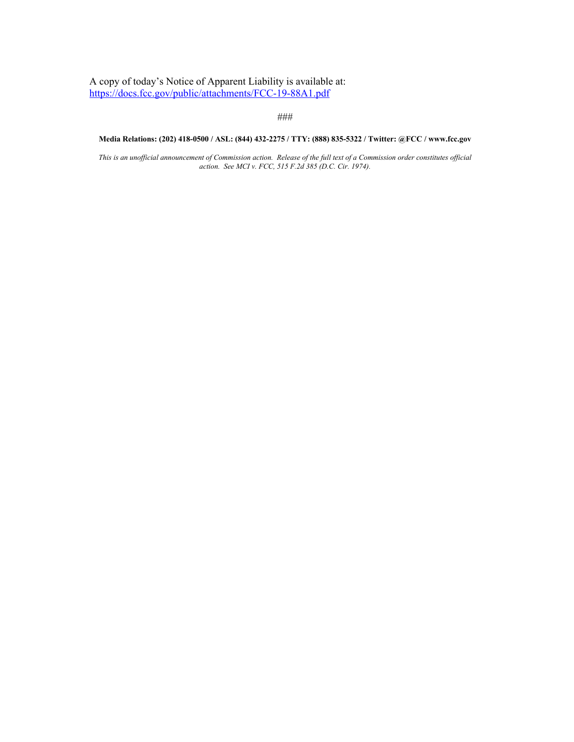A copy of today's Notice of Apparent Liability is available at:
[https://docs.fcc.gov/public/attachments/FCC-19-88A1.pdf](https://docs.fcc.gov/public/attachments/FCC-19-88A1.pdf)

###

**Media Relations: (202) 418-0500 / ASL: (844) 432-2275 / TTY: (888) 835-5322 / Twitter: @FCC / www.fcc.gov**

*This is an unofficial announcement of Commission action. Release of the full text of a Commission order constitutes official action. See MCI v. FCC, 515 F.2d 385 (D.C. Cir. 1974).*